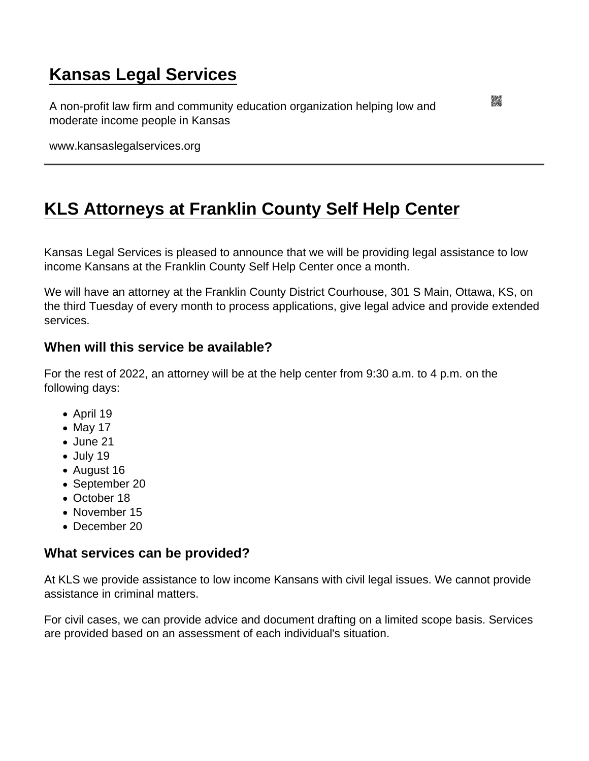# Kansas Legal Services

A non-profit law firm and community education organization helping low and moderate income people in Kansas

www.kansaslegalservices.org

## KLS Attorneys at Franklin County Self Help Center

Kansas Legal Services is pleased to announce that we will be providing legal assistance to low income Kansans at the Franklin County Self Help Center once a month.

We will have an attorney at the Franklin County District Courhouse, 301 S Main, Ottawa, KS, on the third Tuesday of every month to process applications, give legal advice and provide extended services.

### When will this service be available?

For the rest of 2022, an attorney will be at the help center from 9:30 a.m. to 4 p.m. on the following days:

- April 19
- May 17
- June 21
- July 19
- August 16
- September 20
- October 18
- November 15
- December 20

### What services can be provided?

At KLS we provide assistance to low income Kansans with civil legal issues. We cannot provide assistance in criminal matters.

For civil cases, we can provide advice and document drafting on a limited scope basis. Services are provided based on an assessment of each individual's situation.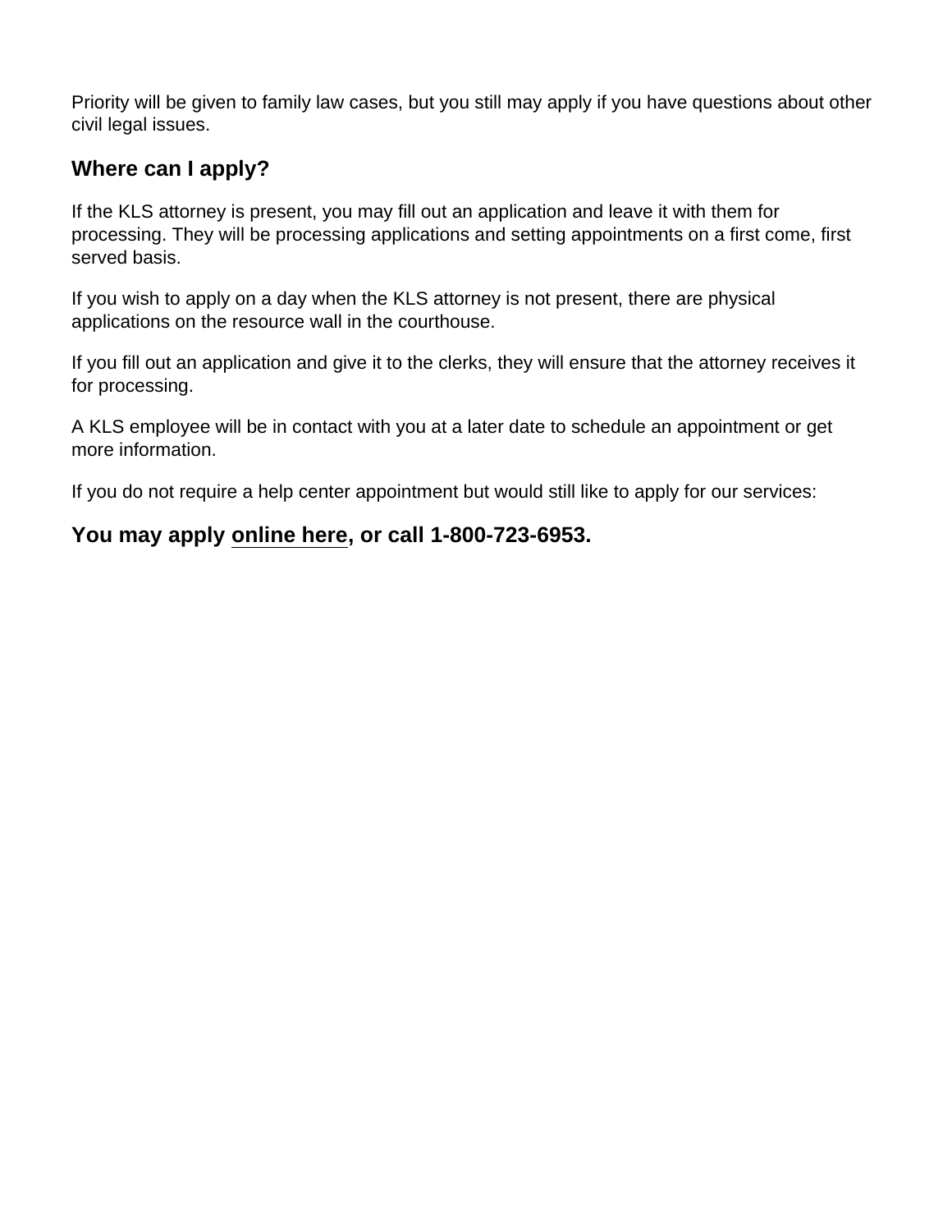Priority will be given to family law cases, but you still may apply if you have questions about other civil legal issues.

### Where can I apply?

If the KLS attorney is present, you may fill out an application and leave it with them for processing. They will be processing applications and setting appointments on a first come, first served basis.

If you wish to apply on a day when the KLS attorney is not present, there are physical applications on the resource wall in the courthouse.

If you fill out an application and give it to the clerks, they will ensure that the attorney receives it for processing.

A KLS employee will be in contact with you at a later date to schedule an appointment or get more information.

If you do not require a help center appointment but would still like to apply for our services:

### You may apply online here, or call 1-800-723-6953.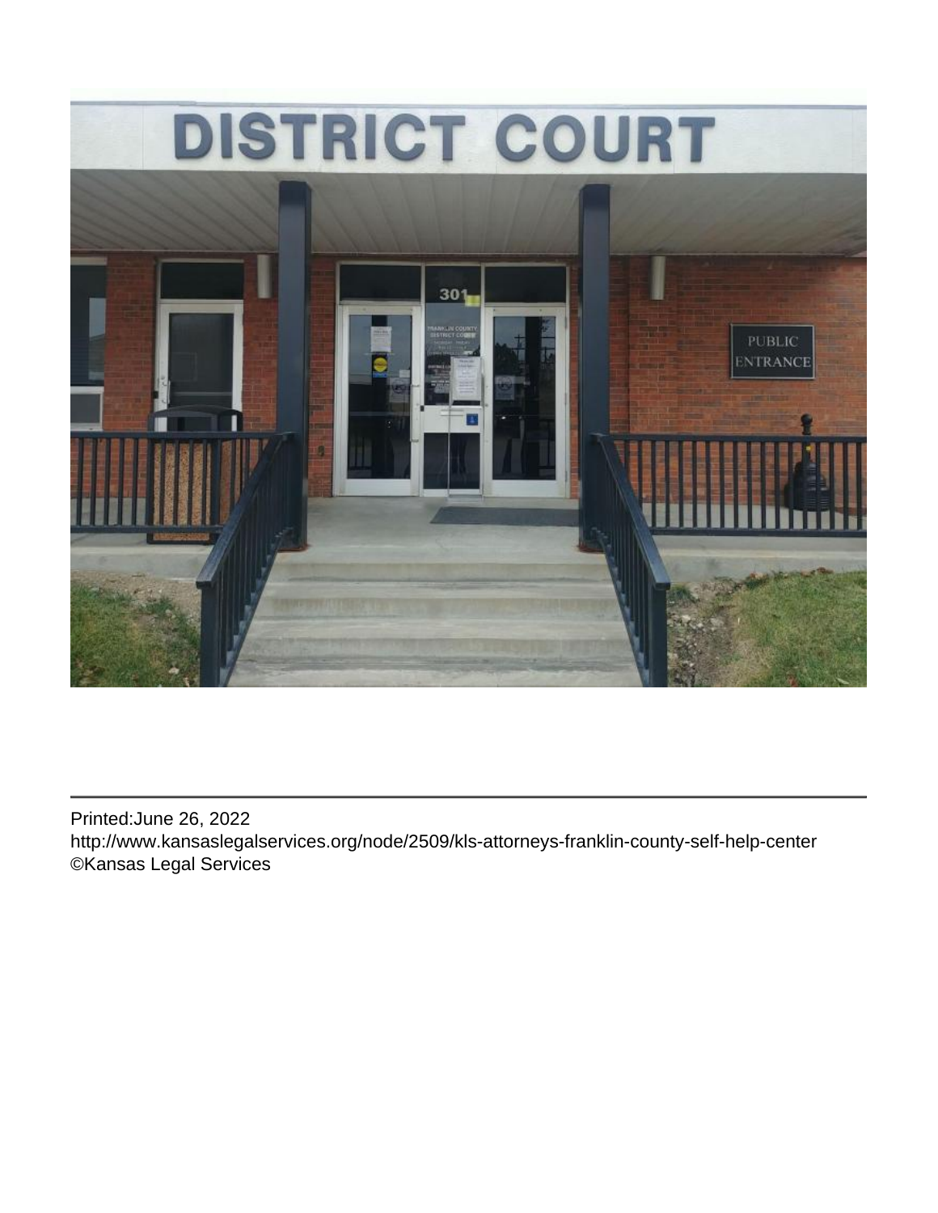Printed:June 26, 2022

http://www.kansaslegalservices.org/node/2509/kls-attorneys-franklin-county-self-help-center

©Kansas Legal Services